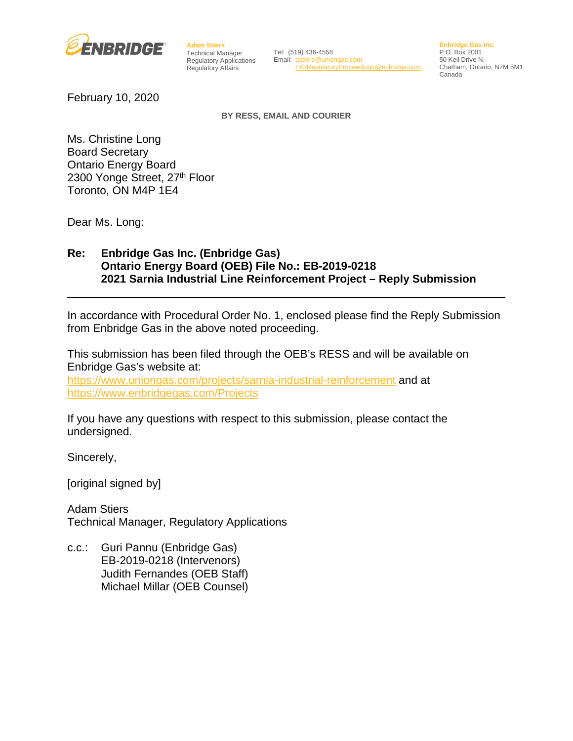ENBRIDGE

**Adam Stiers**
Technical Manager
Regulatory Applications
Regulatory Affairs

Tel: (519) 436-4558
Email: astiers@uniongas.com
EGIRegulatoryProceedings@enbridge.com

**Enbridge Gas Inc.**
P.O. Box 2001
50 Keil Drive N.
Chatham, Ontario, N7M 5M1
Canada

February 10, 2020

**BY RESS, EMAIL AND COURIER**

Ms. Christine Long
Board Secretary
Ontario Energy Board
2300 Yonge Street, 27th Floor
Toronto, ON M4P 1E4

Dear Ms. Long:

**Re: Enbridge Gas Inc. (Enbridge Gas)**
**Ontario Energy Board (OEB) File No.: EB-2019-0218**
**2021 Sarnia Industrial Line Reinforcement Project – Reply Submission**

---

In accordance with Procedural Order No. 1, enclosed please find the Reply Submission from Enbridge Gas in the above noted proceeding.

This submission has been filed through the OEB's RESS and will be available on Enbridge Gas's website at:
https://www.uniongas.com/projects/sarnia-industrial-reinforcement and at
https://www.enbridgegas.com/Projects

If you have any questions with respect to this submission, please contact the undersigned.

Sincerely,

[original signed by]

Adam Stiers
Technical Manager, Regulatory Applications

c.c.: Guri Pannu (Enbridge Gas)
EB-2019-0218 (Intervenors)
Judith Fernandes (OEB Staff)
Michael Millar (OEB Counsel)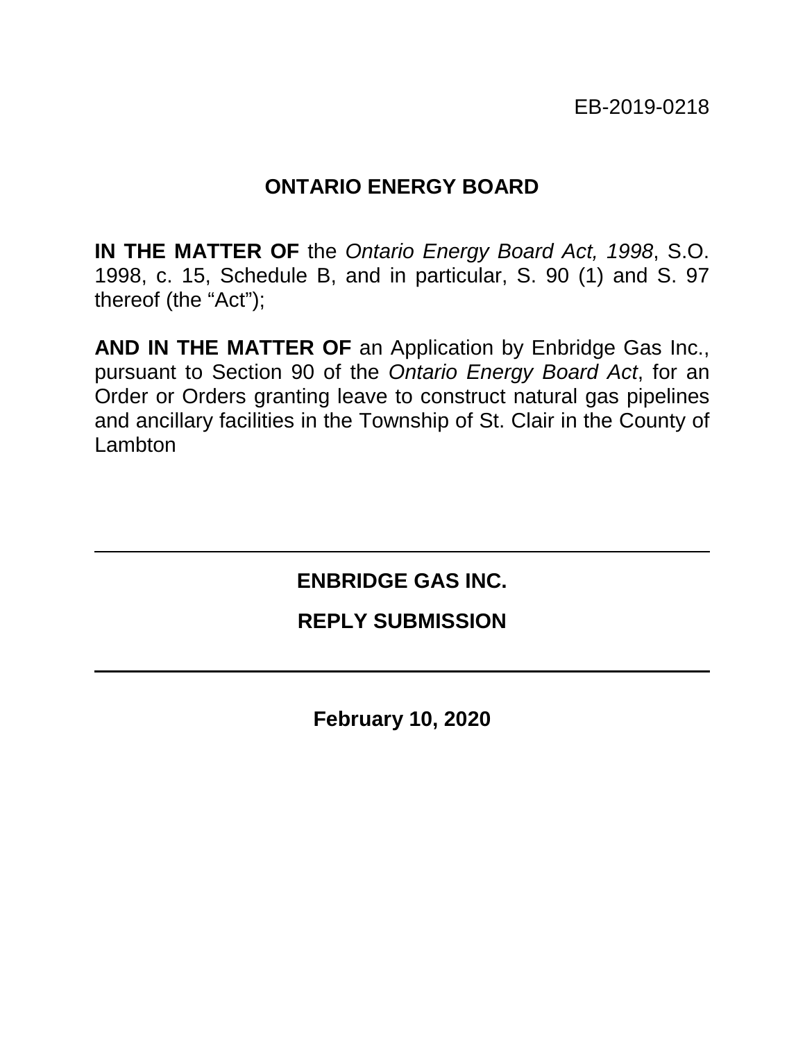EB-2019-0218

# ONTARIO ENERGY BOARD

**IN THE MATTER OF** the *Ontario Energy Board Act, 1998*, S.O. 1998, c. 15, Schedule B, and in particular, S. 90 (1) and S. 97 thereof (the "Act");

**AND IN THE MATTER OF** an Application by Enbridge Gas Inc., pursuant to Section 90 of the *Ontario Energy Board Act*, for an Order or Orders granting leave to construct natural gas pipelines and ancillary facilities in the Township of St. Clair in the County of Lambton

---

## ENBRIDGE GAS INC.

## REPLY SUBMISSION

---

**February 10, 2020**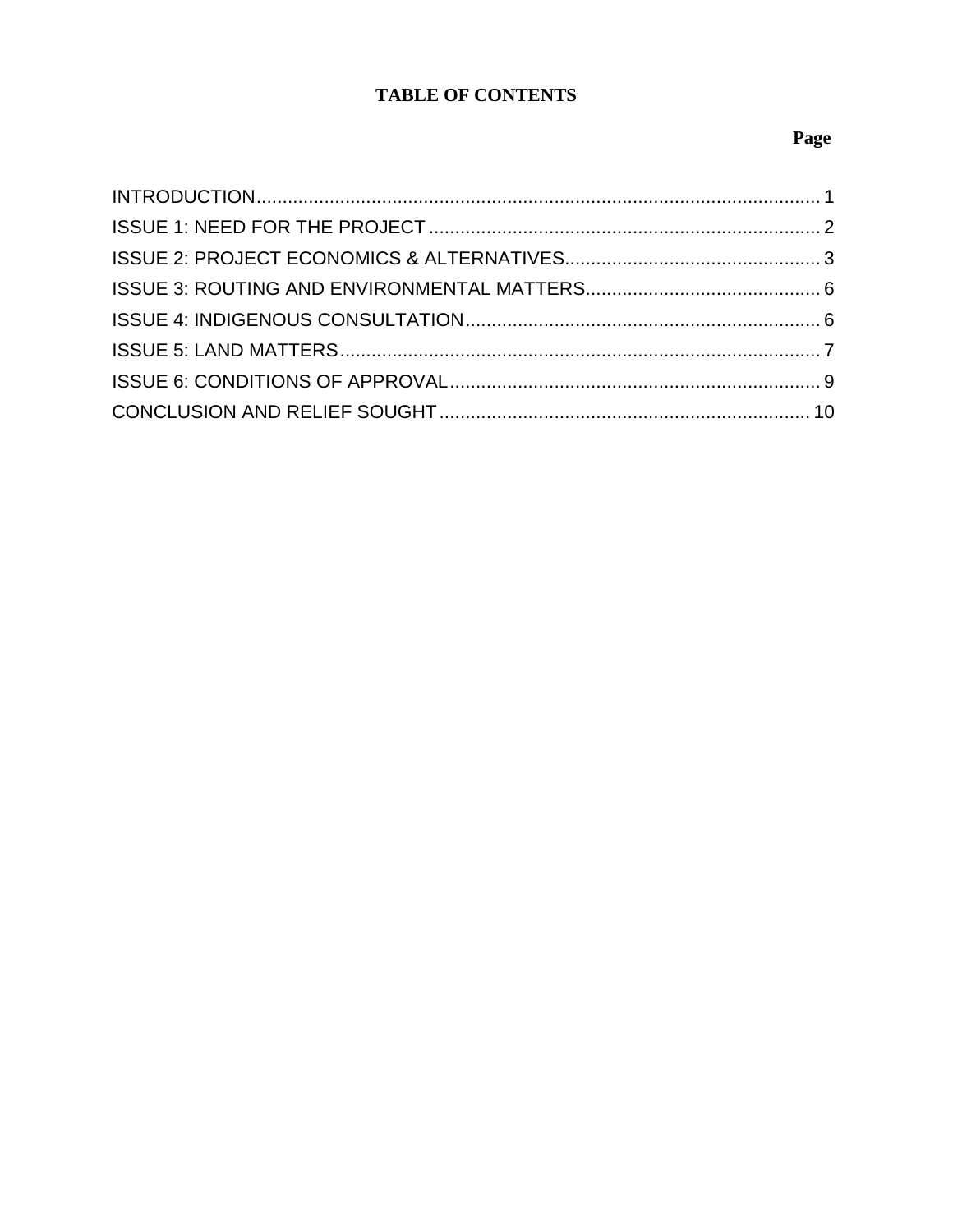# TABLE OF CONTENTS

| | Page |
|---|---|
| INTRODUCTION | 1 |
| ISSUE 1: NEED FOR THE PROJECT | 2 |
| ISSUE 2: PROJECT ECONOMICS & ALTERNATIVES | 3 |
| ISSUE 3: ROUTING AND ENVIRONMENTAL MATTERS | 6 |
| ISSUE 4: INDIGENOUS CONSULTATION | 6 |
| ISSUE 5: LAND MATTERS | 7 |
| ISSUE 6: CONDITIONS OF APPROVAL | 9 |
| CONCLUSION AND RELIEF SOUGHT | 10 |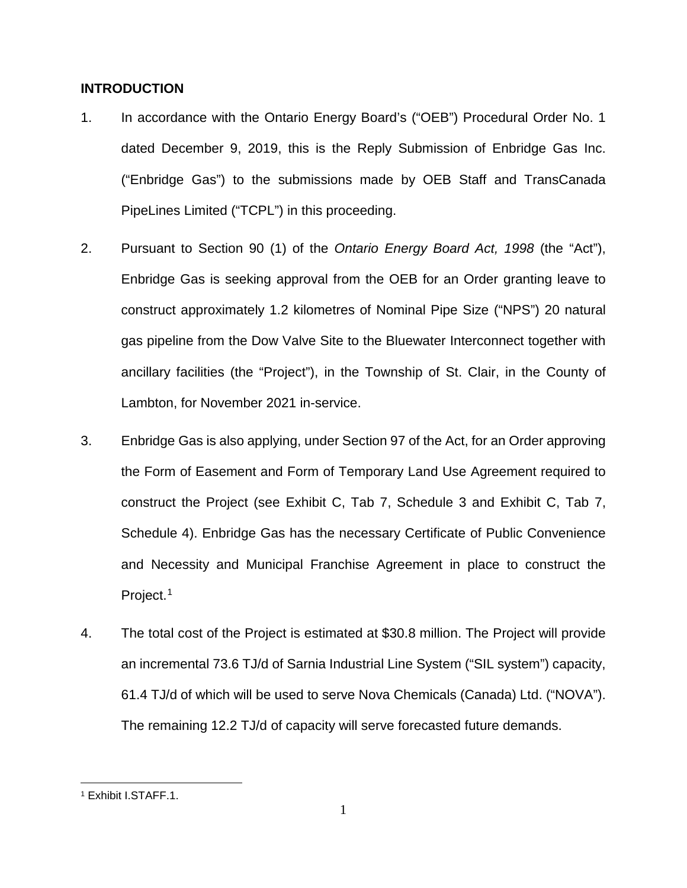**INTRODUCTION**

1. In accordance with the Ontario Energy Board's ("OEB") Procedural Order No. 1 dated December 9, 2019, this is the Reply Submission of Enbridge Gas Inc. ("Enbridge Gas") to the submissions made by OEB Staff and TransCanada PipeLines Limited ("TCPL") in this proceeding.

2. Pursuant to Section 90 (1) of the *Ontario Energy Board Act, 1998* (the "Act"), Enbridge Gas is seeking approval from the OEB for an Order granting leave to construct approximately 1.2 kilometres of Nominal Pipe Size ("NPS") 20 natural gas pipeline from the Dow Valve Site to the Bluewater Interconnect together with ancillary facilities (the "Project"), in the Township of St. Clair, in the County of Lambton, for November 2021 in-service.

3. Enbridge Gas is also applying, under Section 97 of the Act, for an Order approving the Form of Easement and Form of Temporary Land Use Agreement required to construct the Project (see Exhibit C, Tab 7, Schedule 3 and Exhibit C, Tab 7, Schedule 4). Enbridge Gas has the necessary Certificate of Public Convenience and Necessity and Municipal Franchise Agreement in place to construct the Project.[1]

4. The total cost of the Project is estimated at $30.8 million. The Project will provide an incremental 73.6 TJ/d of Sarnia Industrial Line System ("SIL system") capacity, 61.4 TJ/d of which will be used to serve Nova Chemicals (Canada) Ltd. ("NOVA"). The remaining 12.2 TJ/d of capacity will serve forecasted future demands.

---

[1] Exhibit I.STAFF.1.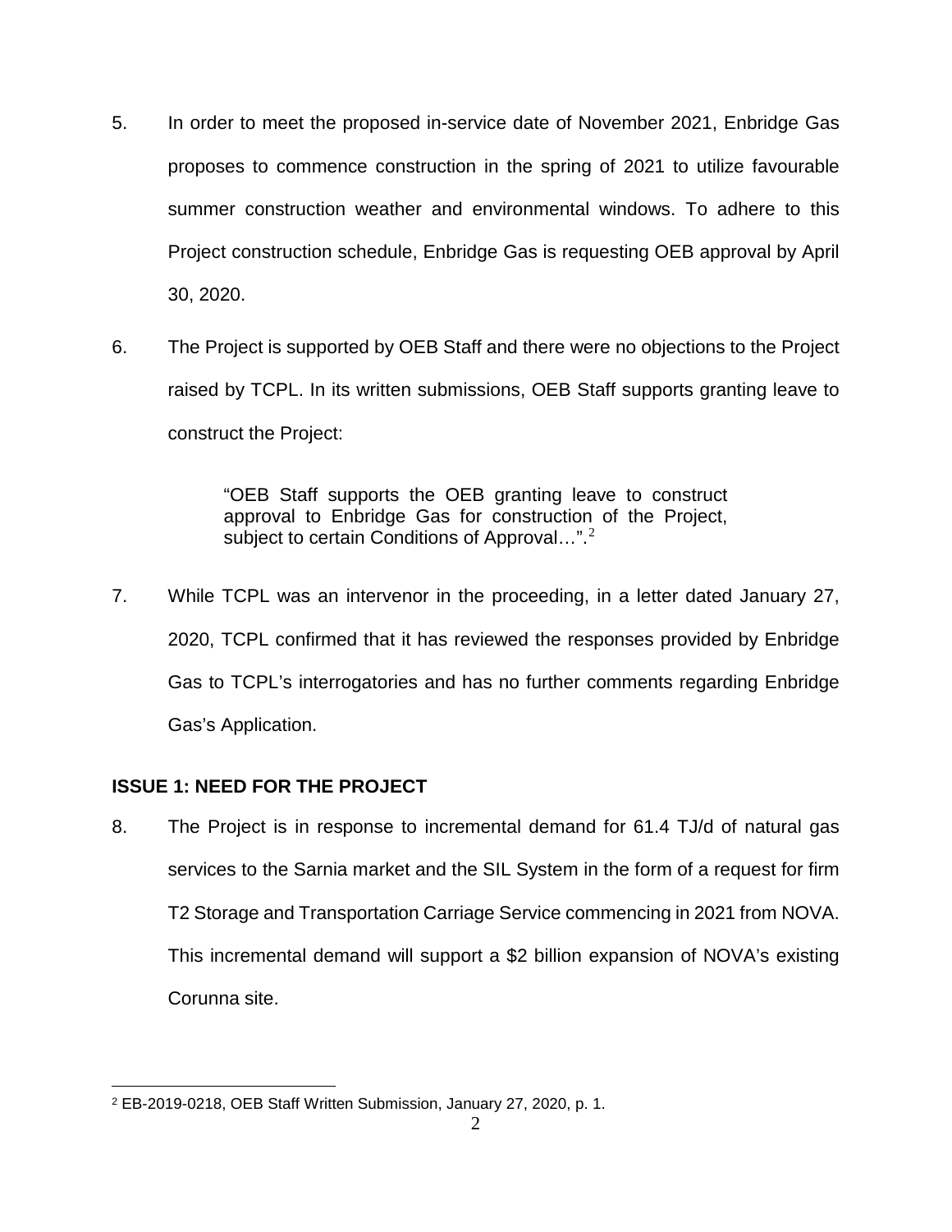5. In order to meet the proposed in-service date of November 2021, Enbridge Gas proposes to commence construction in the spring of 2021 to utilize favourable summer construction weather and environmental windows. To adhere to this Project construction schedule, Enbridge Gas is requesting OEB approval by April 30, 2020.

6. The Project is supported by OEB Staff and there were no objections to the Project raised by TCPL. In its written submissions, OEB Staff supports granting leave to construct the Project:

> "OEB Staff supports the OEB granting leave to construct approval to Enbridge Gas for construction of the Project, subject to certain Conditions of Approval…".[2]

7. While TCPL was an intervenor in the proceeding, in a letter dated January 27, 2020, TCPL confirmed that it has reviewed the responses provided by Enbridge Gas to TCPL's interrogatories and has no further comments regarding Enbridge Gas's Application.

**ISSUE 1: NEED FOR THE PROJECT**

8. The Project is in response to incremental demand for 61.4 TJ/d of natural gas services to the Sarnia market and the SIL System in the form of a request for firm T2 Storage and Transportation Carriage Service commencing in 2021 from NOVA. This incremental demand will support a $2 billion expansion of NOVA's existing Corunna site.

---

[2] EB-2019-0218, OEB Staff Written Submission, January 27, 2020, p. 1.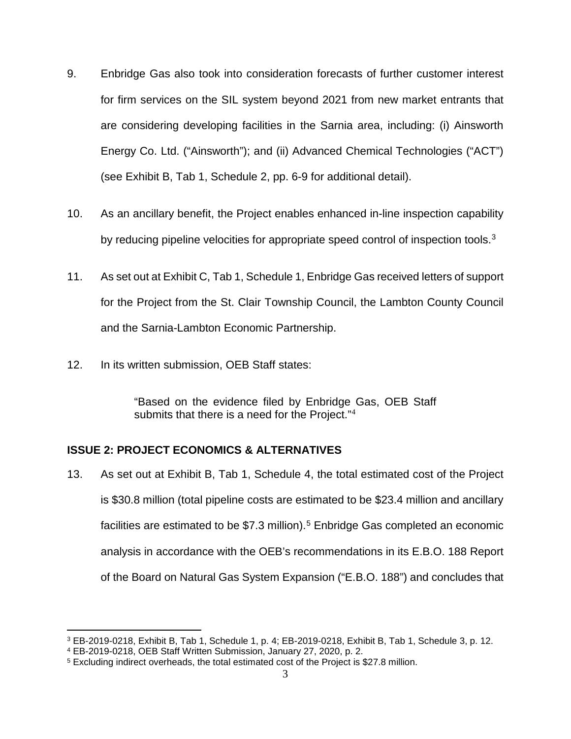9. Enbridge Gas also took into consideration forecasts of further customer interest for firm services on the SIL system beyond 2021 from new market entrants that are considering developing facilities in the Sarnia area, including: (i) Ainsworth Energy Co. Ltd. ("Ainsworth"); and (ii) Advanced Chemical Technologies ("ACT") (see Exhibit B, Tab 1, Schedule 2, pp. 6-9 for additional detail).

10. As an ancillary benefit, the Project enables enhanced in-line inspection capability by reducing pipeline velocities for appropriate speed control of inspection tools.[3]

11. As set out at Exhibit C, Tab 1, Schedule 1, Enbridge Gas received letters of support for the Project from the St. Clair Township Council, the Lambton County Council and the Sarnia-Lambton Economic Partnership.

12. In its written submission, OEB Staff states:

> "Based on the evidence filed by Enbridge Gas, OEB Staff submits that there is a need for the Project."[4]

**ISSUE 2: PROJECT ECONOMICS & ALTERNATIVES**

13. As set out at Exhibit B, Tab 1, Schedule 4, the total estimated cost of the Project is $30.8 million (total pipeline costs are estimated to be $23.4 million and ancillary facilities are estimated to be $7.3 million).[5] Enbridge Gas completed an economic analysis in accordance with the OEB's recommendations in its E.B.O. 188 Report of the Board on Natural Gas System Expansion ("E.B.O. 188") and concludes that

---

[3] EB-2019-0218, Exhibit B, Tab 1, Schedule 1, p. 4; EB-2019-0218, Exhibit B, Tab 1, Schedule 3, p. 12.

[4] EB-2019-0218, OEB Staff Written Submission, January 27, 2020, p. 2.

[5] Excluding indirect overheads, the total estimated cost of the Project is $27.8 million.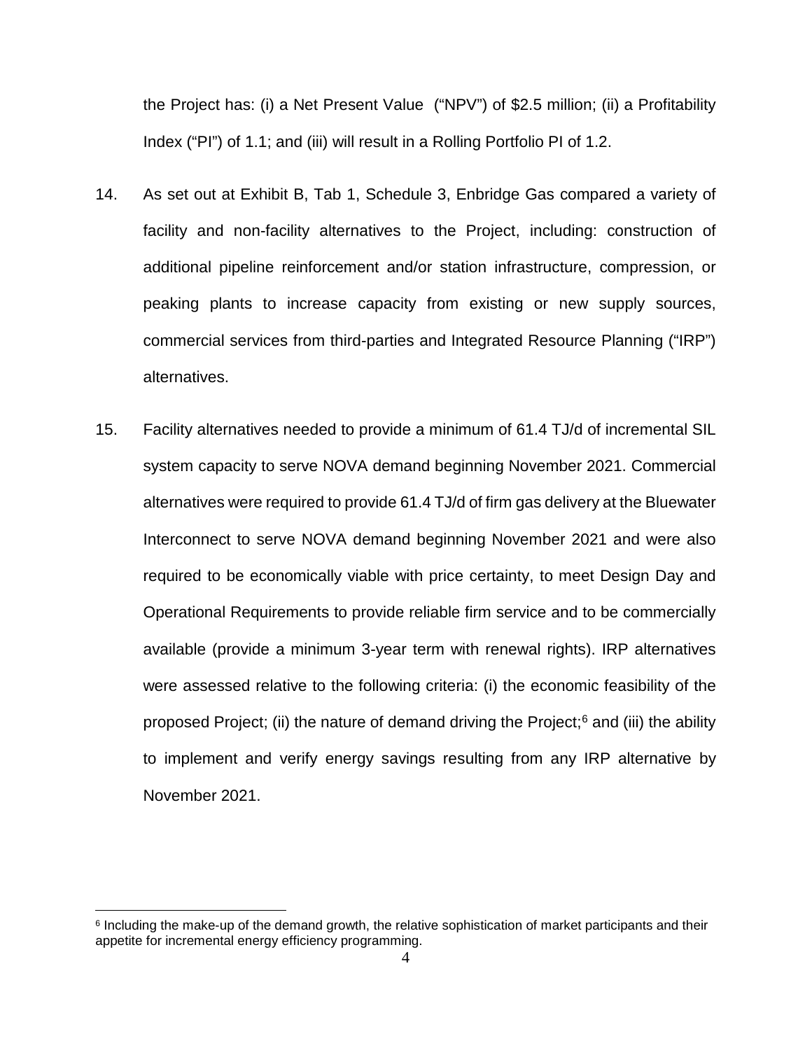the Project has: (i) a Net Present Value ("NPV") of $2.5 million; (ii) a Profitability Index ("PI") of 1.1; and (iii) will result in a Rolling Portfolio PI of 1.2.

14. As set out at Exhibit B, Tab 1, Schedule 3, Enbridge Gas compared a variety of facility and non-facility alternatives to the Project, including: construction of additional pipeline reinforcement and/or station infrastructure, compression, or peaking plants to increase capacity from existing or new supply sources, commercial services from third-parties and Integrated Resource Planning ("IRP") alternatives.

15. Facility alternatives needed to provide a minimum of 61.4 TJ/d of incremental SIL system capacity to serve NOVA demand beginning November 2021. Commercial alternatives were required to provide 61.4 TJ/d of firm gas delivery at the Bluewater Interconnect to serve NOVA demand beginning November 2021 and were also required to be economically viable with price certainty, to meet Design Day and Operational Requirements to provide reliable firm service and to be commercially available (provide a minimum 3-year term with renewal rights). IRP alternatives were assessed relative to the following criteria: (i) the economic feasibility of the proposed Project; (ii) the nature of demand driving the Project;[6] and (iii) the ability to implement and verify energy savings resulting from any IRP alternative by November 2021.

[6] Including the make-up of the demand growth, the relative sophistication of market participants and their appetite for incremental energy efficiency programming.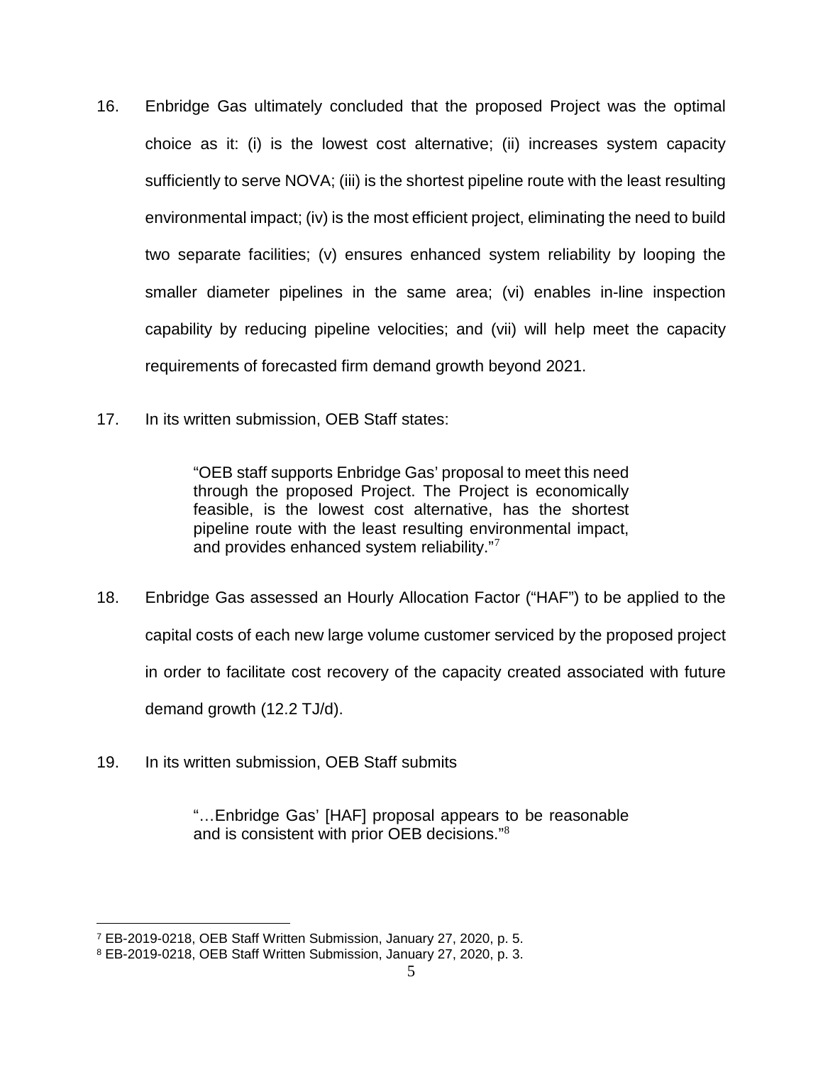16. Enbridge Gas ultimately concluded that the proposed Project was the optimal choice as it: (i) is the lowest cost alternative; (ii) increases system capacity sufficiently to serve NOVA; (iii) is the shortest pipeline route with the least resulting environmental impact; (iv) is the most efficient project, eliminating the need to build two separate facilities; (v) ensures enhanced system reliability by looping the smaller diameter pipelines in the same area; (vi) enables in-line inspection capability by reducing pipeline velocities; and (vii) will help meet the capacity requirements of forecasted firm demand growth beyond 2021.

17. In its written submission, OEB Staff states:

> "OEB staff supports Enbridge Gas' proposal to meet this need through the proposed Project. The Project is economically feasible, is the lowest cost alternative, has the shortest pipeline route with the least resulting environmental impact, and provides enhanced system reliability."[7]

18. Enbridge Gas assessed an Hourly Allocation Factor ("HAF") to be applied to the capital costs of each new large volume customer serviced by the proposed project in order to facilitate cost recovery of the capacity created associated with future demand growth (12.2 TJ/d).

19. In its written submission, OEB Staff submits

> "…Enbridge Gas' [HAF] proposal appears to be reasonable and is consistent with prior OEB decisions."[8]

---

[7] EB-2019-0218, OEB Staff Written Submission, January 27, 2020, p. 5.
[8] EB-2019-0218, OEB Staff Written Submission, January 27, 2020, p. 3.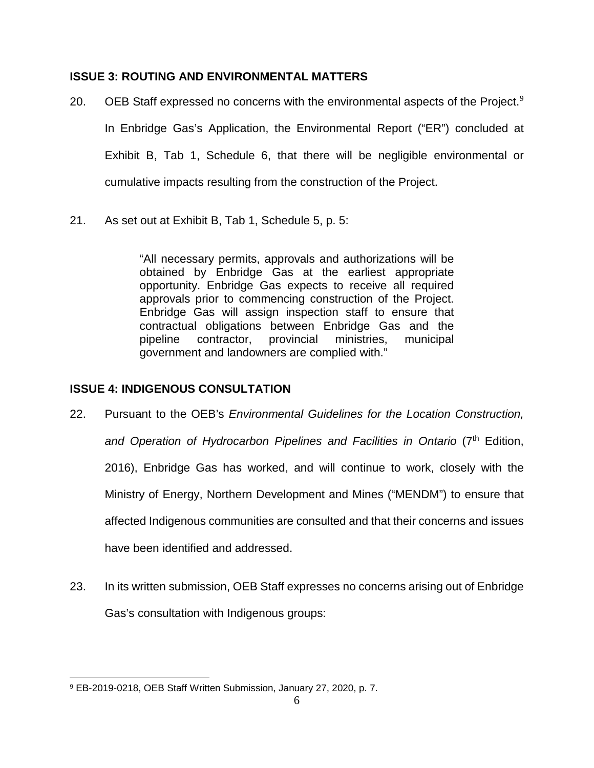### ISSUE 3: ROUTING AND ENVIRONMENTAL MATTERS

20. OEB Staff expressed no concerns with the environmental aspects of the Project.[9] In Enbridge Gas's Application, the Environmental Report ("ER") concluded at Exhibit B, Tab 1, Schedule 6, that there will be negligible environmental or cumulative impacts resulting from the construction of the Project.

21. As set out at Exhibit B, Tab 1, Schedule 5, p. 5:

> "All necessary permits, approvals and authorizations will be obtained by Enbridge Gas at the earliest appropriate opportunity. Enbridge Gas expects to receive all required approvals prior to commencing construction of the Project. Enbridge Gas will assign inspection staff to ensure that contractual obligations between Enbridge Gas and the pipeline contractor, provincial ministries, municipal government and landowners are complied with."

### ISSUE 4: INDIGENOUS CONSULTATION

22. Pursuant to the OEB's *Environmental Guidelines for the Location Construction, and Operation of Hydrocarbon Pipelines and Facilities in Ontario* (7th Edition, 2016), Enbridge Gas has worked, and will continue to work, closely with the Ministry of Energy, Northern Development and Mines ("MENDM") to ensure that affected Indigenous communities are consulted and that their concerns and issues have been identified and addressed.

23. In its written submission, OEB Staff expresses no concerns arising out of Enbridge Gas's consultation with Indigenous groups:

---

[9] EB-2019-0218, OEB Staff Written Submission, January 27, 2020, p. 7.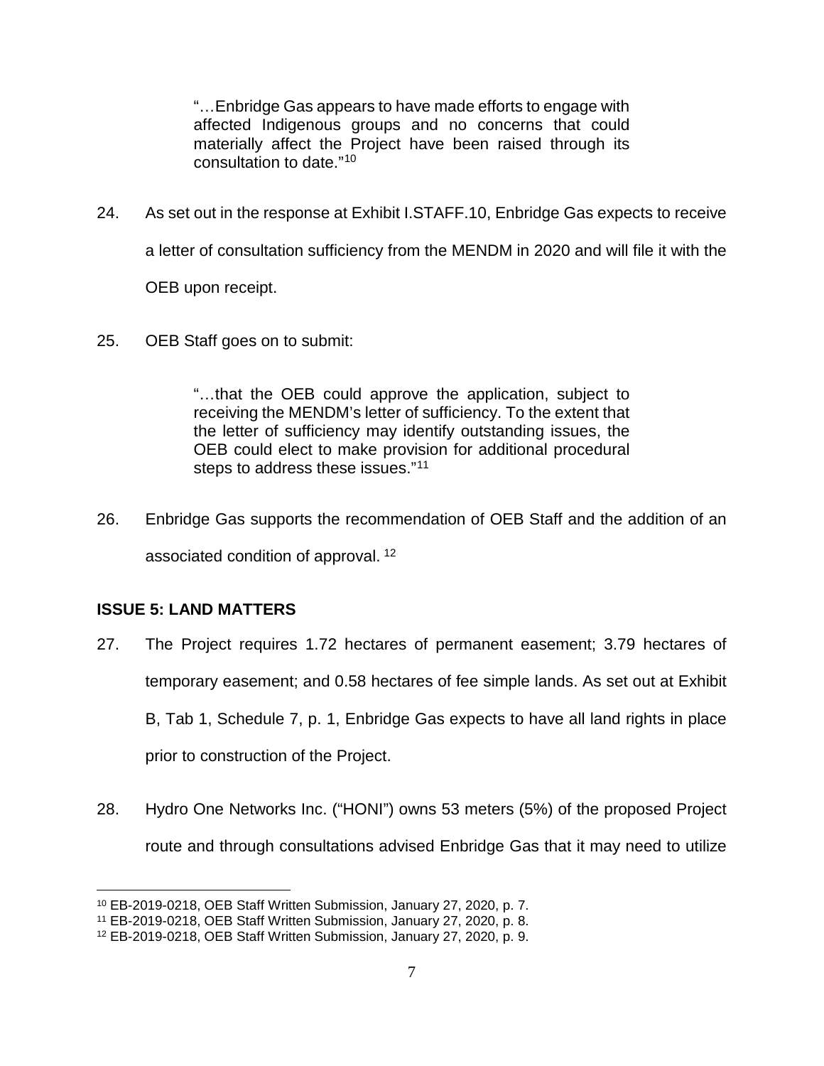> "…Enbridge Gas appears to have made efforts to engage with affected Indigenous groups and no concerns that could materially affect the Project have been raised through its consultation to date."[10]

24. As set out in the response at Exhibit I.STAFF.10, Enbridge Gas expects to receive a letter of consultation sufficiency from the MENDM in 2020 and will file it with the OEB upon receipt.

25. OEB Staff goes on to submit:

> "…that the OEB could approve the application, subject to receiving the MENDM's letter of sufficiency. To the extent that the letter of sufficiency may identify outstanding issues, the OEB could elect to make provision for additional procedural steps to address these issues."[11]

26. Enbridge Gas supports the recommendation of OEB Staff and the addition of an associated condition of approval. [12]

**ISSUE 5: LAND MATTERS**

27. The Project requires 1.72 hectares of permanent easement; 3.79 hectares of temporary easement; and 0.58 hectares of fee simple lands. As set out at Exhibit B, Tab 1, Schedule 7, p. 1, Enbridge Gas expects to have all land rights in place prior to construction of the Project.

28. Hydro One Networks Inc. ("HONI") owns 53 meters (5%) of the proposed Project route and through consultations advised Enbridge Gas that it may need to utilize

---

[10] EB-2019-0218, OEB Staff Written Submission, January 27, 2020, p. 7.

[11] EB-2019-0218, OEB Staff Written Submission, January 27, 2020, p. 8.

[12] EB-2019-0218, OEB Staff Written Submission, January 27, 2020, p. 9.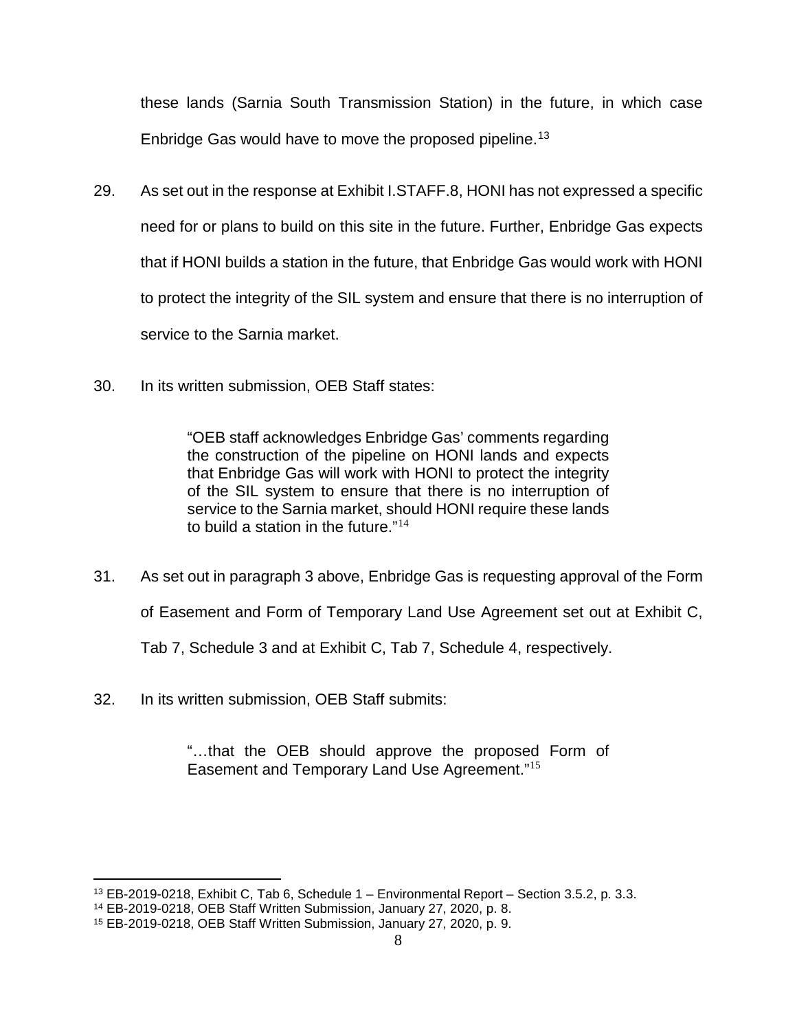these lands (Sarnia South Transmission Station) in the future, in which case Enbridge Gas would have to move the proposed pipeline.[13]

29. As set out in the response at Exhibit I.STAFF.8, HONI has not expressed a specific need for or plans to build on this site in the future. Further, Enbridge Gas expects that if HONI builds a station in the future, that Enbridge Gas would work with HONI to protect the integrity of the SIL system and ensure that there is no interruption of service to the Sarnia market.

30. In its written submission, OEB Staff states:

> "OEB staff acknowledges Enbridge Gas' comments regarding the construction of the pipeline on HONI lands and expects that Enbridge Gas will work with HONI to protect the integrity of the SIL system to ensure that there is no interruption of service to the Sarnia market, should HONI require these lands to build a station in the future."[14]

31. As set out in paragraph 3 above, Enbridge Gas is requesting approval of the Form of Easement and Form of Temporary Land Use Agreement set out at Exhibit C, Tab 7, Schedule 3 and at Exhibit C, Tab 7, Schedule 4, respectively.

32. In its written submission, OEB Staff submits:

> "…that the OEB should approve the proposed Form of Easement and Temporary Land Use Agreement."[15]

---

[13] EB-2019-0218, Exhibit C, Tab 6, Schedule 1 – Environmental Report – Section 3.5.2, p. 3.3.
[14] EB-2019-0218, OEB Staff Written Submission, January 27, 2020, p. 8.
[15] EB-2019-0218, OEB Staff Written Submission, January 27, 2020, p. 9.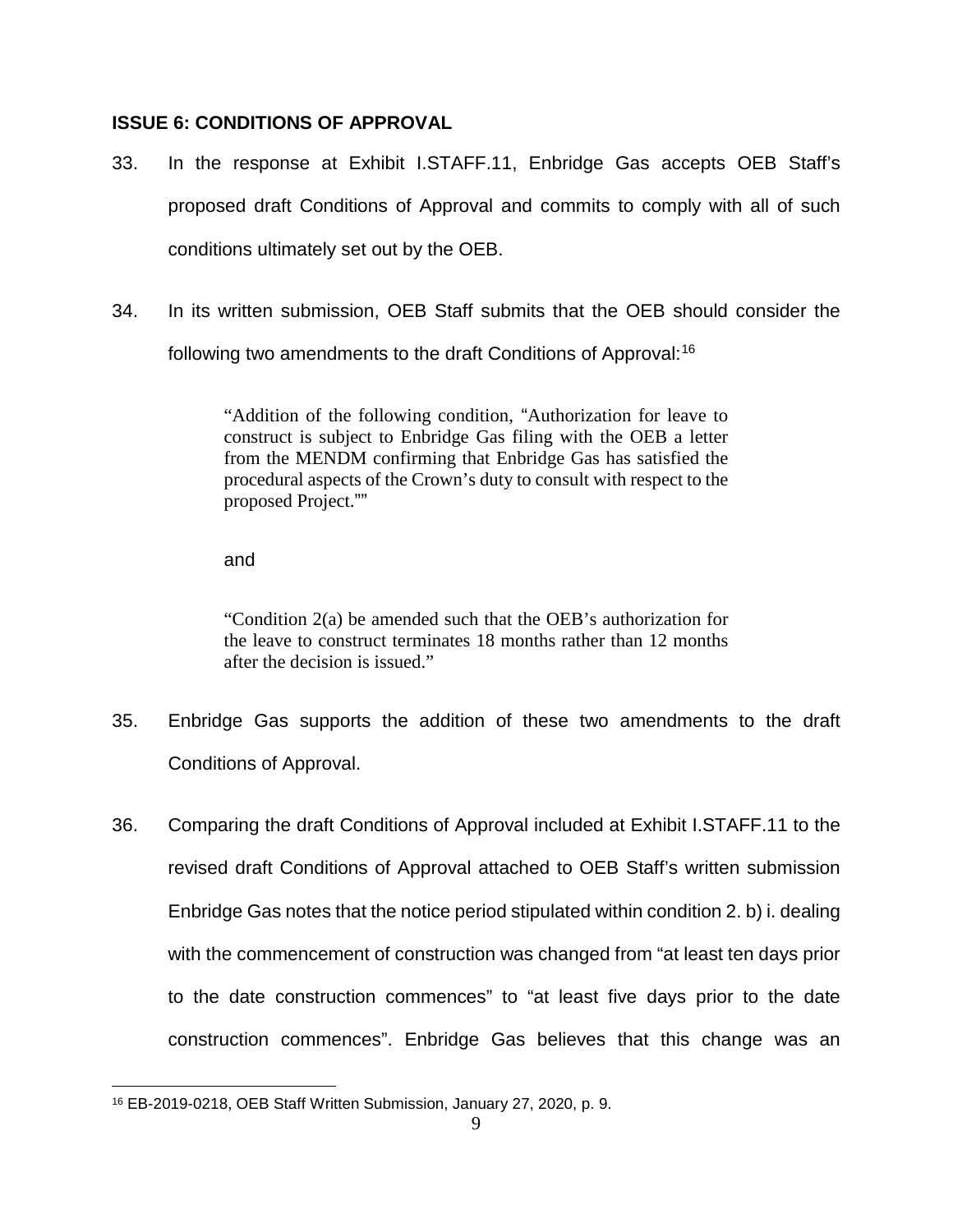### ISSUE 6: CONDITIONS OF APPROVAL

33. In the response at Exhibit I.STAFF.11, Enbridge Gas accepts OEB Staff's proposed draft Conditions of Approval and commits to comply with all of such conditions ultimately set out by the OEB.

34. In its written submission, OEB Staff submits that the OEB should consider the following two amendments to the draft Conditions of Approval:[16]

> "Addition of the following condition, "Authorization for leave to construct is subject to Enbridge Gas filing with the OEB a letter from the MENDM confirming that Enbridge Gas has satisfied the procedural aspects of the Crown's duty to consult with respect to the proposed Project.""
>
> and
>
> "Condition 2(a) be amended such that the OEB's authorization for the leave to construct terminates 18 months rather than 12 months after the decision is issued."

35. Enbridge Gas supports the addition of these two amendments to the draft Conditions of Approval.

36. Comparing the draft Conditions of Approval included at Exhibit I.STAFF.11 to the revised draft Conditions of Approval attached to OEB Staff's written submission Enbridge Gas notes that the notice period stipulated within condition 2. b) i. dealing with the commencement of construction was changed from "at least ten days prior to the date construction commences" to "at least five days prior to the date construction commences". Enbridge Gas believes that this change was an

---

[16] EB-2019-0218, OEB Staff Written Submission, January 27, 2020, p. 9.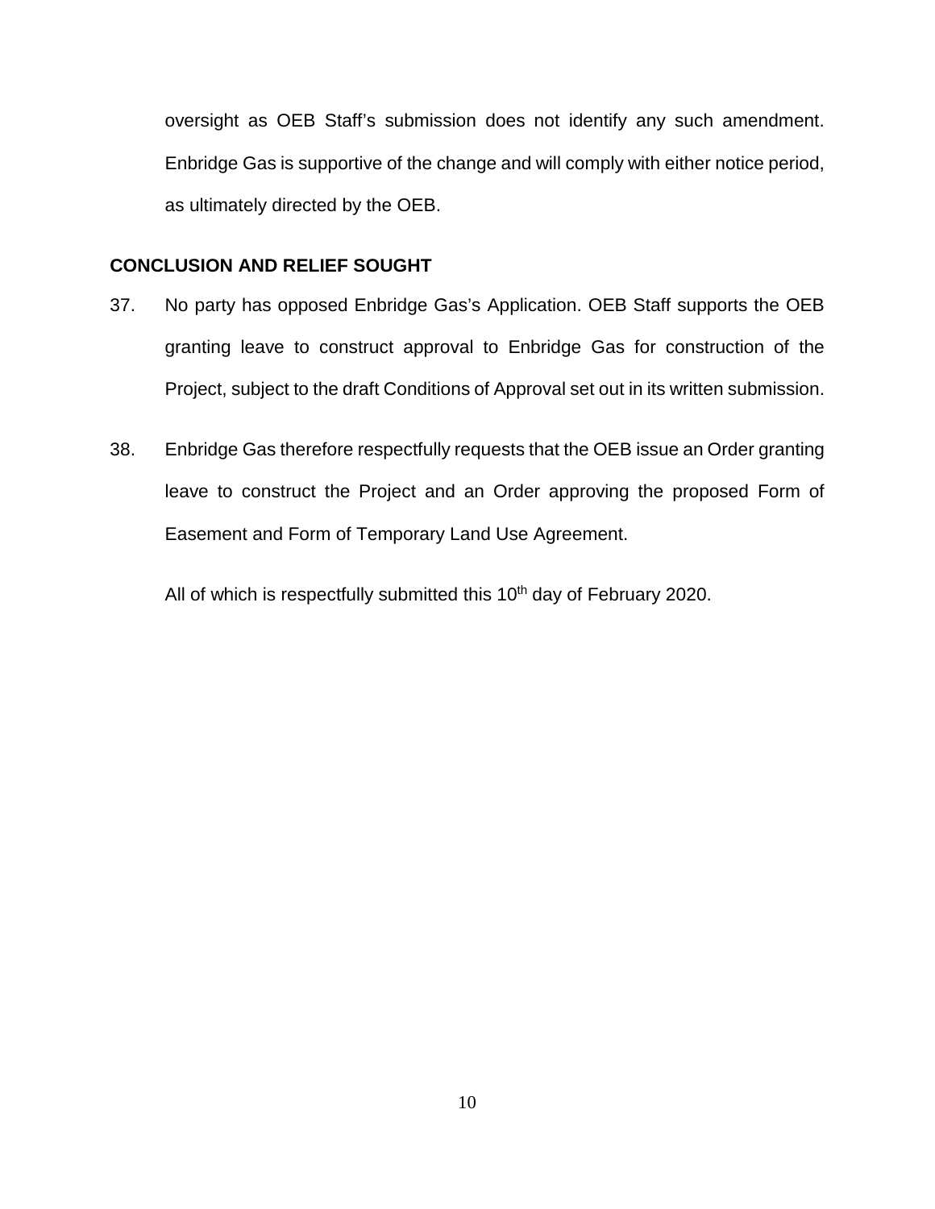oversight as OEB Staff's submission does not identify any such amendment. Enbridge Gas is supportive of the change and will comply with either notice period, as ultimately directed by the OEB.

**CONCLUSION AND RELIEF SOUGHT**

37. No party has opposed Enbridge Gas's Application. OEB Staff supports the OEB granting leave to construct approval to Enbridge Gas for construction of the Project, subject to the draft Conditions of Approval set out in its written submission.

38. Enbridge Gas therefore respectfully requests that the OEB issue an Order granting leave to construct the Project and an Order approving the proposed Form of Easement and Form of Temporary Land Use Agreement.

All of which is respectfully submitted this 10th day of February 2020.